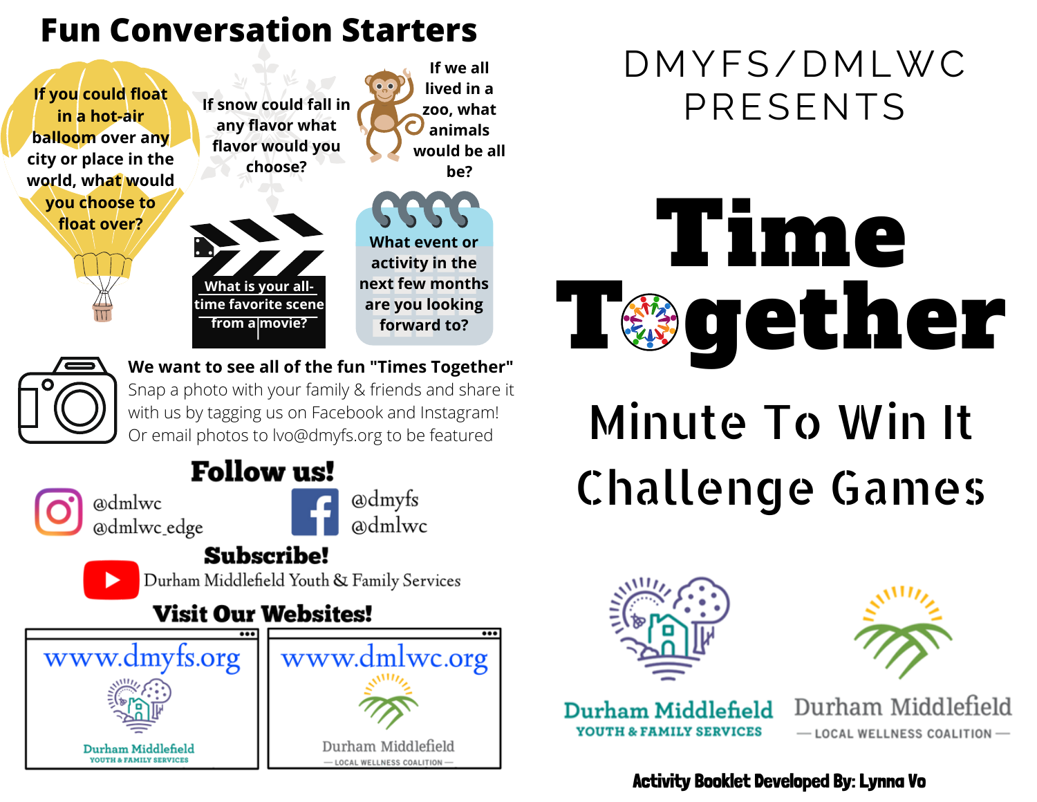# Fun Conversation Starters

If you could float in a hot-air balloon over any city or place in the world, what would you choose to float over?

If snow could fall in any flavor what flavor would you choose?

If we all lived in a zoo, what animals would be all be?

What is your all-time favorite scene from a movie?

What event or activity in the next few months are you looking forward to?

**We want to see all of the fun "Times Together"**
Snap a photo with your family & friends and share it with us by tagging us on Facebook and Instagram!
Or email photos to lvo@dmyfs.org to be featured

## Follow us!

Instagram: @dmlwc, @dmlwc_edge

Facebook: @dmyfs, @dmlwc

## Subscribe!

YouTube: Durham Middlefield Youth & Family Services

## Visit Our Websites!

www.dmyfs.org — Durham Middlefield Youth & Family Services

www.dmlwc.org — Durham Middlefield Local Wellness Coalition

DMYFS/DMLWC PRESENTS

# Time Together

## Minute To Win It Challenge Games

Durham Middlefield Youth & Family Services

Durham Middlefield — Local Wellness Coalition —

**Activity Booklet Developed By: Lynna Vo**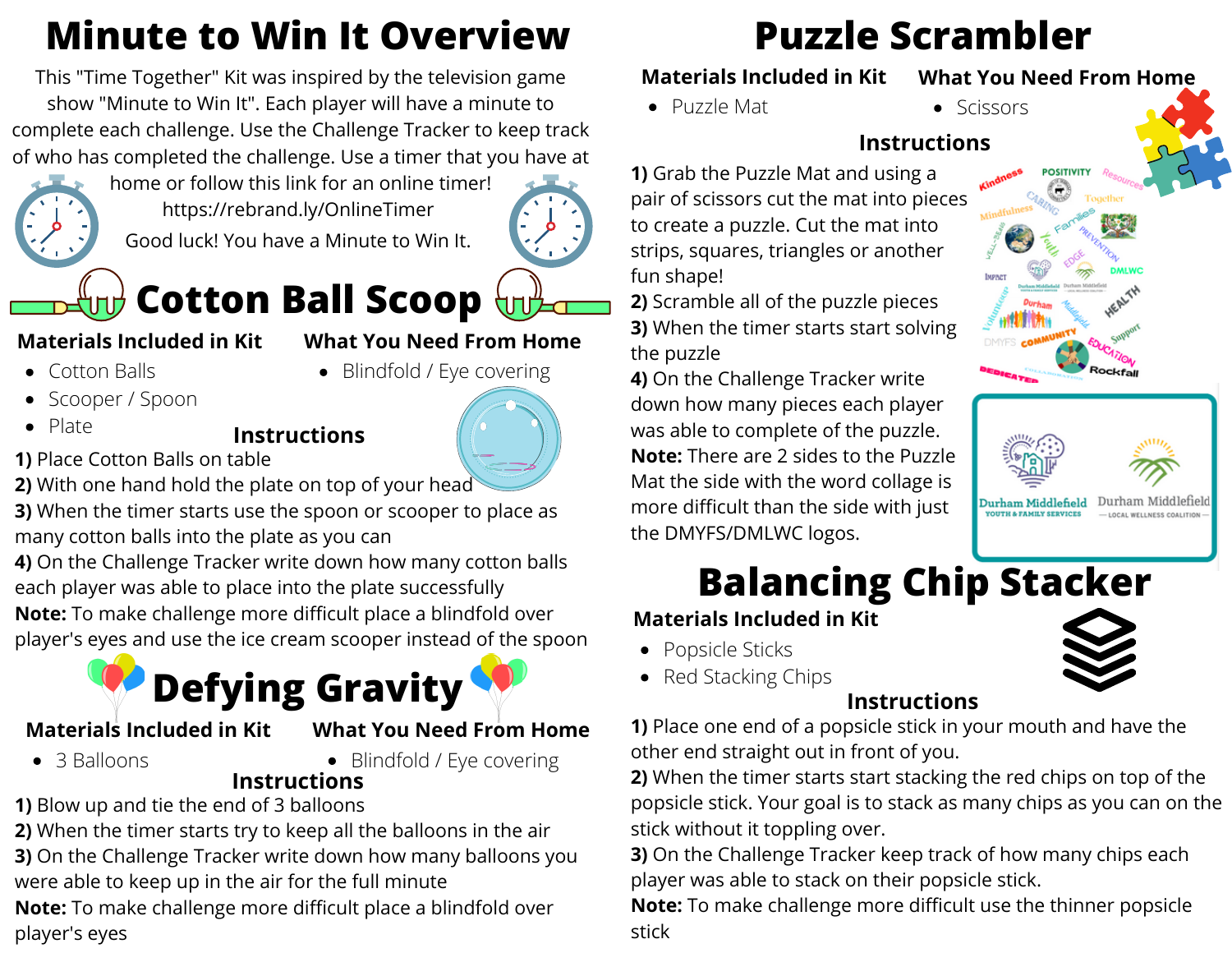# Minute to Win It Overview

This "Time Together" Kit was inspired by the television game show "Minute to Win It". Each player will have a minute to complete each challenge. Use the Challenge Tracker to keep track of who has completed the challenge. Use a timer that you have at home or follow this link for an online timer!

https://rebrand.ly/OnlineTimer

Good luck! You have a Minute to Win It.

# Cotton Ball Scoop

**Materials Included in Kit**

- Cotton Balls
- Scooper / Spoon
- Plate

**What You Need From Home**

- Blindfold / Eye covering

**Instructions**

**1)** Place Cotton Balls on table

**2)** With one hand hold the plate on top of your head

**3)** When the timer starts use the spoon or scooper to place as many cotton balls into the plate as you can

**4)** On the Challenge Tracker write down how many cotton balls each player was able to place into the plate successfully

**Note:** To make challenge more difficult place a blindfold over player's eyes and use the ice cream scooper instead of the spoon

# Defying Gravity

**Materials Included in Kit**

- 3 Balloons

**What You Need From Home**

- Blindfold / Eye covering

**Instructions**

**1)** Blow up and tie the end of 3 balloons

**2)** When the timer starts try to keep all the balloons in the air

**3)** On the Challenge Tracker write down how many balloons you were able to keep up in the air for the full minute

**Note:** To make challenge more difficult place a blindfold over player's eyes

# Puzzle Scrambler

**Materials Included in Kit**

- Puzzle Mat

**What You Need From Home**

- Scissors

**Instructions**

**1)** Grab the Puzzle Mat and using a pair of scissors cut the mat into pieces to create a puzzle. Cut the mat into strips, squares, triangles or another fun shape!

**2)** Scramble all of the puzzle pieces

**3)** When the timer starts start solving the puzzle

**4)** On the Challenge Tracker write down how many pieces each player was able to complete of the puzzle.

**Note:** There are 2 sides to the Puzzle Mat the side with the word collage is more difficult than the side with just the DMYFS/DMLWC logos.

# Balancing Chip Stacker

**Materials Included in Kit**

- Popsicle Sticks
- Red Stacking Chips

**Instructions**

**1)** Place one end of a popsicle stick in your mouth and have the other end straight out in front of you.

**2)** When the timer starts start stacking the red chips on top of the popsicle stick. Your goal is to stack as many chips as you can on the stick without it toppling over.

**3)** On the Challenge Tracker keep track of how many chips each player was able to stack on their popsicle stick.

**Note:** To make challenge more difficult use the thinner popsicle stick